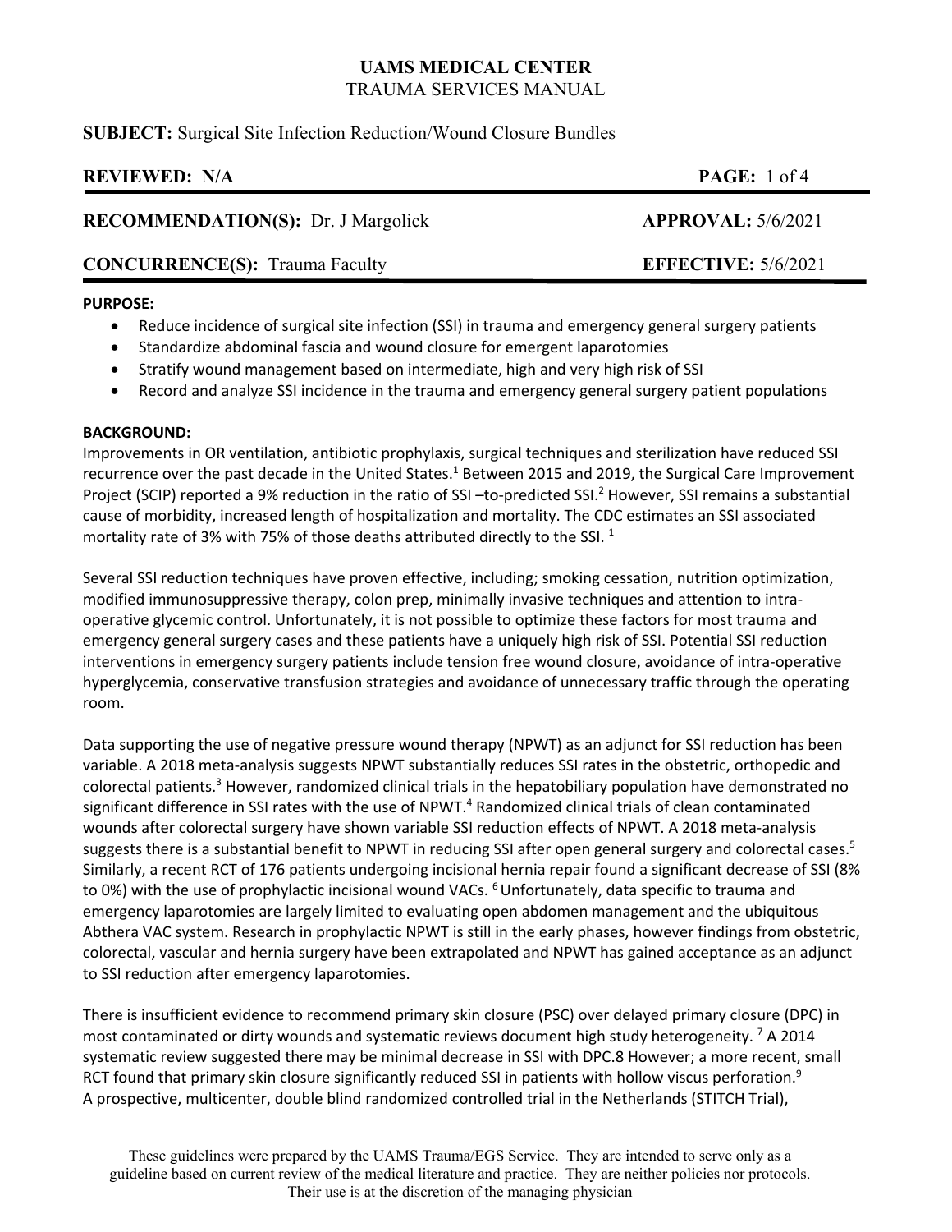**UAMS MEDICAL CENTER**
TRAUMA SERVICES MANUAL

**SUBJECT:** Surgical Site Infection Reduction/Wound Closure Bundles

**REVIEWED:** N/A

**RECOMMENDATION(S):** Dr. J Margolick | **APPROVAL:** 5/6/2021

**CONCURRENCE(S):** Trauma Faculty | **EFFECTIVE:** 5/6/2021

**PURPOSE:**

- Reduce incidence of surgical site infection (SSI) in trauma and emergency general surgery patients
- Standardize abdominal fascia and wound closure for emergent laparotomies
- Stratify wound management based on intermediate, high and very high risk of SSI
- Record and analyze SSI incidence in the trauma and emergency general surgery patient populations

**BACKGROUND:**

Improvements in OR ventilation, antibiotic prophylaxis, surgical techniques and sterilization have reduced SSI recurrence over the past decade in the United States.[1] Between 2015 and 2019, the Surgical Care Improvement Project (SCIP) reported a 9% reduction in the ratio of SSI –to-predicted SSI.[2] However, SSI remains a substantial cause of morbidity, increased length of hospitalization and mortality. The CDC estimates an SSI associated mortality rate of 3% with 75% of those deaths attributed directly to the SSI. [1]

Several SSI reduction techniques have proven effective, including; smoking cessation, nutrition optimization, modified immunosuppressive therapy, colon prep, minimally invasive techniques and attention to intra-operative glycemic control. Unfortunately, it is not possible to optimize these factors for most trauma and emergency general surgery cases and these patients have a uniquely high risk of SSI. Potential SSI reduction interventions in emergency surgery patients include tension free wound closure, avoidance of intra-operative hyperglycemia, conservative transfusion strategies and avoidance of unnecessary traffic through the operating room.

Data supporting the use of negative pressure wound therapy (NPWT) as an adjunct for SSI reduction has been variable. A 2018 meta-analysis suggests NPWT substantially reduces SSI rates in the obstetric, orthopedic and colorectal patients.[3] However, randomized clinical trials in the hepatobiliary population have demonstrated no significant difference in SSI rates with the use of NPWT.[4] Randomized clinical trials of clean contaminated wounds after colorectal surgery have shown variable SSI reduction effects of NPWT. A 2018 meta-analysis suggests there is a substantial benefit to NPWT in reducing SSI after open general surgery and colorectal cases.[5] Similarly, a recent RCT of 176 patients undergoing incisional hernia repair found a significant decrease of SSI (8% to 0%) with the use of prophylactic incisional wound VACs. [6] Unfortunately, data specific to trauma and emergency laparotomies are largely limited to evaluating open abdomen management and the ubiquitous Abthera VAC system. Research in prophylactic NPWT is still in the early phases, however findings from obstetric, colorectal, vascular and hernia surgery have been extrapolated and NPWT has gained acceptance as an adjunct to SSI reduction after emergency laparotomies.

There is insufficient evidence to recommend primary skin closure (PSC) over delayed primary closure (DPC) in most contaminated or dirty wounds and systematic reviews document high study heterogeneity. [7] A 2014 systematic review suggested there may be minimal decrease in SSI with DPC.8 However; a more recent, small RCT found that primary skin closure significantly reduced SSI in patients with hollow viscus perforation.[9] A prospective, multicenter, double blind randomized controlled trial in the Netherlands (STITCH Trial),

These guidelines were prepared by the UAMS Trauma/EGS Service. They are intended to serve only as a guideline based on current review of the medical literature and practice. They are neither policies nor protocols. Their use is at the discretion of the managing physician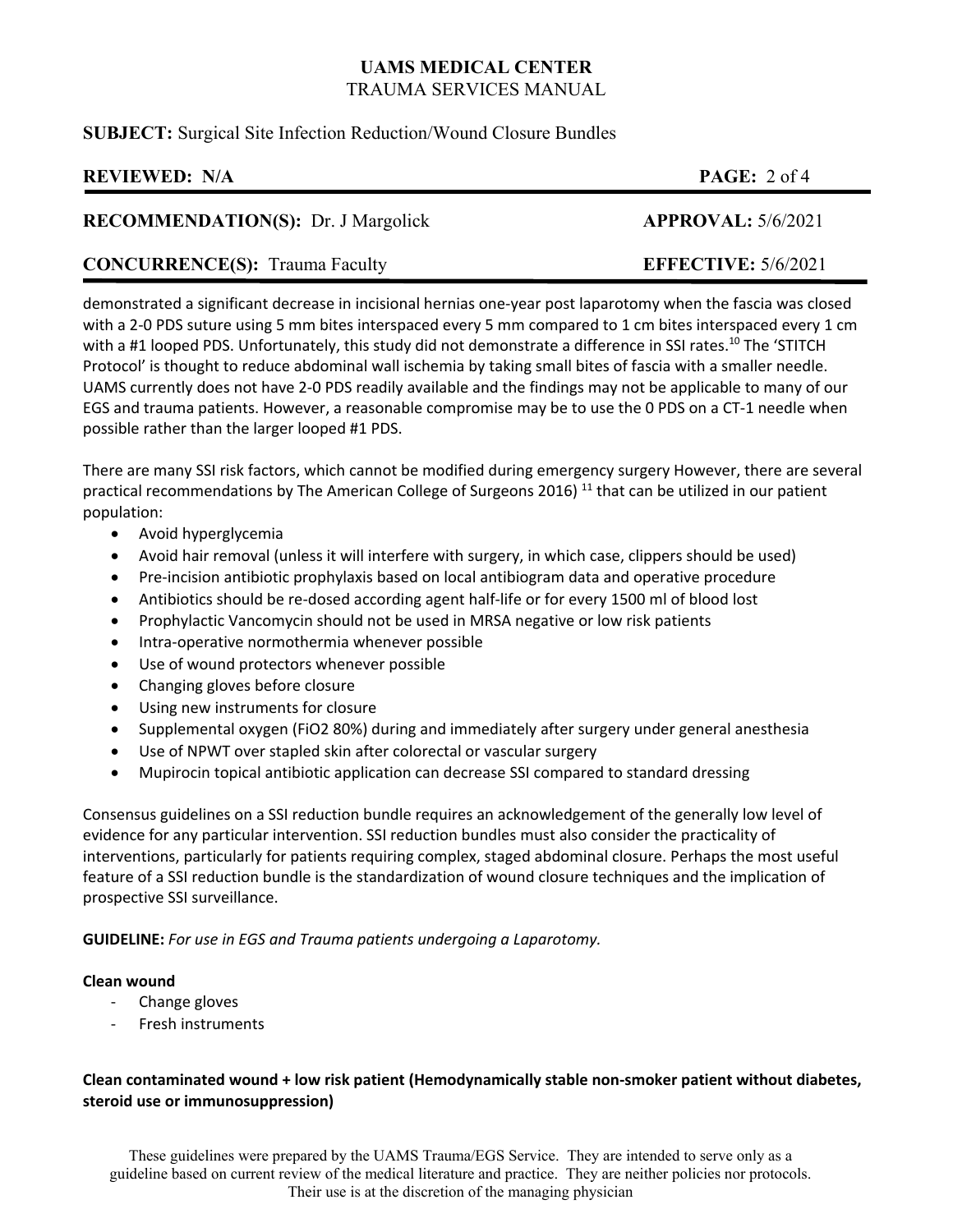demonstrated a significant decrease in incisional hernias one-year post laparotomy when the fascia was closed with a 2-0 PDS suture using 5 mm bites interspaced every 5 mm compared to 1 cm bites interspaced every 1 cm with a #1 looped PDS. Unfortunately, this study did not demonstrate a difference in SSI rates.[10] The 'STITCH Protocol' is thought to reduce abdominal wall ischemia by taking small bites of fascia with a smaller needle. UAMS currently does not have 2-0 PDS readily available and the findings may not be applicable to many of our EGS and trauma patients. However, a reasonable compromise may be to use the 0 PDS on a CT-1 needle when possible rather than the larger looped #1 PDS.

There are many SSI risk factors, which cannot be modified during emergency surgery However, there are several practical recommendations by The American College of Surgeons 2016) [11] that can be utilized in our patient population:

- Avoid hyperglycemia
- Avoid hair removal (unless it will interfere with surgery, in which case, clippers should be used)
- Pre-incision antibiotic prophylaxis based on local antibiogram data and operative procedure
- Antibiotics should be re-dosed according agent half-life or for every 1500 ml of blood lost
- Prophylactic Vancomycin should not be used in MRSA negative or low risk patients
- Intra-operative normothermia whenever possible
- Use of wound protectors whenever possible
- Changing gloves before closure
- Using new instruments for closure
- Supplemental oxygen ($FiO_2$ 80%) during and immediately after surgery under general anesthesia
- Use of NPWT over stapled skin after colorectal or vascular surgery
- Mupirocin topical antibiotic application can decrease SSI compared to standard dressing

Consensus guidelines on a SSI reduction bundle requires an acknowledgement of the generally low level of evidence for any particular intervention. SSI reduction bundles must also consider the practicality of interventions, particularly for patients requiring complex, staged abdominal closure. Perhaps the most useful feature of a SSI reduction bundle is the standardization of wound closure techniques and the implication of prospective SSI surveillance.

**GUIDELINE:** *For use in EGS and Trauma patients undergoing a Laparotomy.*

**Clean wound**

- Change gloves
- Fresh instruments

**Clean contaminated wound + low risk patient (Hemodynamically stable non-smoker patient without diabetes, steroid use or immunosuppression)**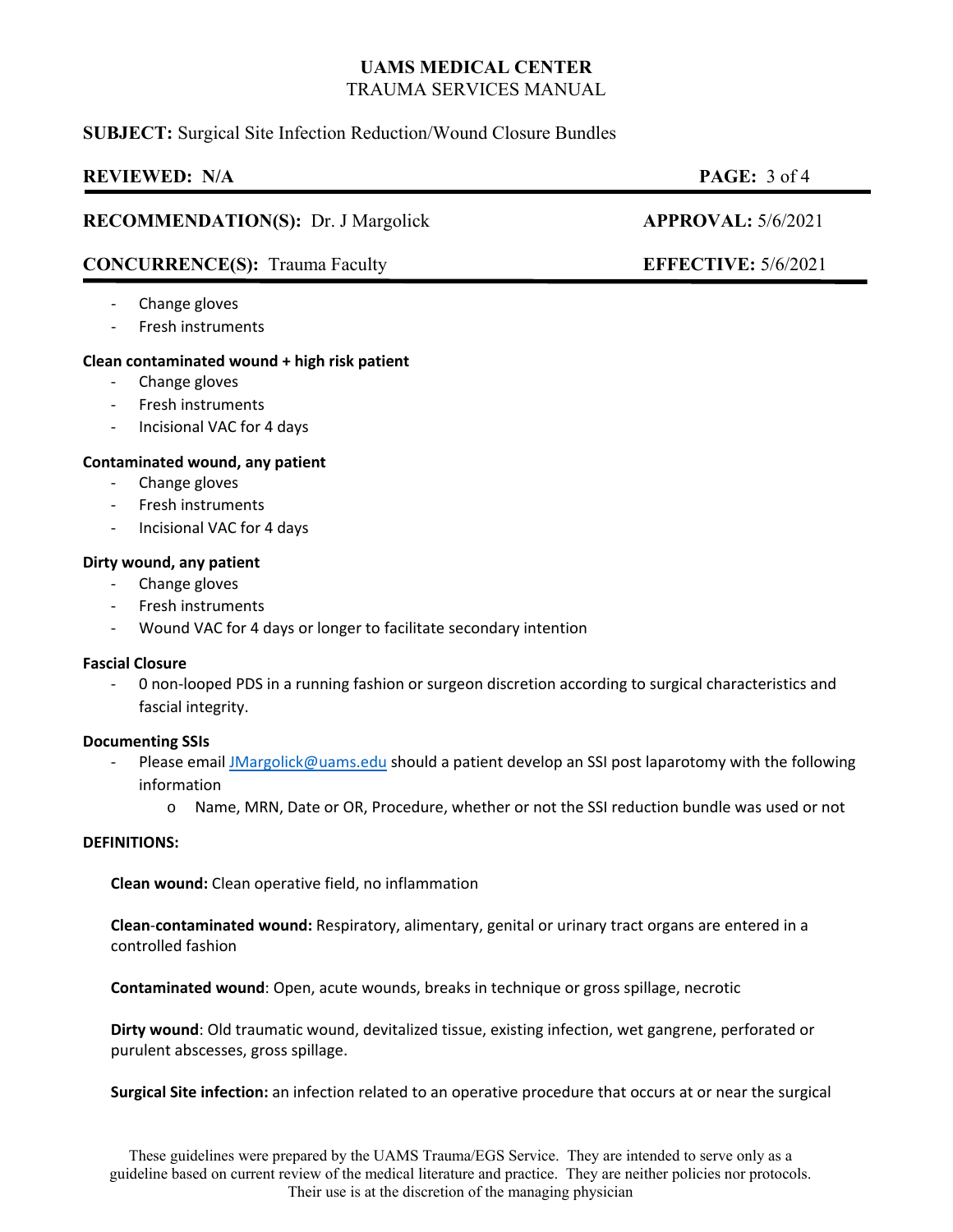- Change gloves
- Fresh instruments

**Clean contaminated wound + high risk patient**

- Change gloves
- Fresh instruments
- Incisional VAC for 4 days

**Contaminated wound, any patient**

- Change gloves
- Fresh instruments
- Incisional VAC for 4 days

**Dirty wound, any patient**

- Change gloves
- Fresh instruments
- Wound VAC for 4 days or longer to facilitate secondary intention

**Fascial Closure**

- 0 non-looped PDS in a running fashion or surgeon discretion according to surgical characteristics and fascial integrity.

**Documenting SSIs**

- Please email JMargolick@uams.edu should a patient develop an SSI post laparotomy with the following information
  - Name, MRN, Date or OR, Procedure, whether or not the SSI reduction bundle was used or not

**DEFINITIONS:**

**Clean wound:** Clean operative field, no inflammation

**Clean-contaminated wound:** Respiratory, alimentary, genital or urinary tract organs are entered in a controlled fashion

**Contaminated wound**: Open, acute wounds, breaks in technique or gross spillage, necrotic

**Dirty wound**: Old traumatic wound, devitalized tissue, existing infection, wet gangrene, perforated or purulent abscesses, gross spillage.

**Surgical Site infection:** an infection related to an operative procedure that occurs at or near the surgical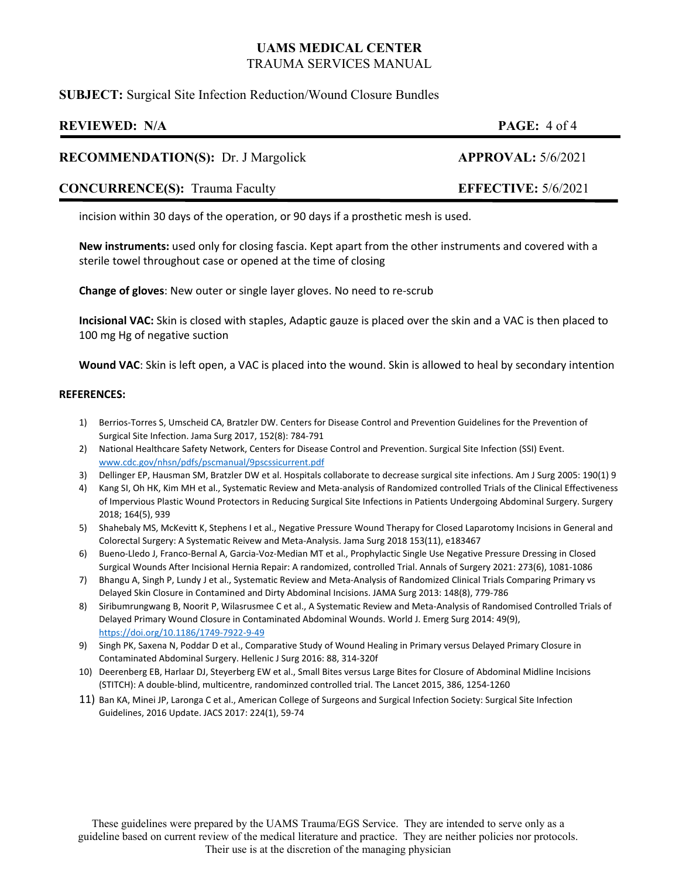incision within 30 days of the operation, or 90 days if a prosthetic mesh is used.

**New instruments:** used only for closing fascia. Kept apart from the other instruments and covered with a sterile towel throughout case or opened at the time of closing

**Change of gloves**: New outer or single layer gloves. No need to re-scrub

**Incisional VAC:** Skin is closed with staples, Adaptic gauze is placed over the skin and a VAC is then placed to 100 mg Hg of negative suction

**Wound VAC**: Skin is left open, a VAC is placed into the wound. Skin is allowed to heal by secondary intention

**REFERENCES:**

1) Berrios-Torres S, Umscheid CA, Bratzler DW. Centers for Disease Control and Prevention Guidelines for the Prevention of Surgical Site Infection. Jama Surg 2017, 152(8): 784-791
2) National Healthcare Safety Network, Centers for Disease Control and Prevention. Surgical Site Infection (SSI) Event. www.cdc.gov/nhsn/pdfs/pscmanual/9pscssicurrent.pdf
3) Dellinger EP, Hausman SM, Bratzler DW et al. Hospitals collaborate to decrease surgical site infections. Am J Surg 2005: 190(1) 9
4) Kang SI, Oh HK, Kim MH et al., Systematic Review and Meta-analysis of Randomized controlled Trials of the Clinical Effectiveness of Impervious Plastic Wound Protectors in Reducing Surgical Site Infections in Patients Undergoing Abdominal Surgery. Surgery 2018; 164(5), 939
5) Shahebaly MS, McKevitt K, Stephens I et al., Negative Pressure Wound Therapy for Closed Laparotomy Incisions in General and Colorectal Surgery: A Systematic Reivew and Meta-Analysis. Jama Surg 2018 153(11), e183467
6) Bueno-Lledo J, Franco-Bernal A, Garcia-Voz-Median MT et al., Prophylactic Single Use Negative Pressure Dressing in Closed Surgical Wounds After Incisional Hernia Repair: A randomized, controlled Trial. Annals of Surgery 2021: 273(6), 1081-1086
7) Bhangu A, Singh P, Lundy J et al., Systematic Review and Meta-Analysis of Randomized Clinical Trials Comparing Primary vs Delayed Skin Closure in Contamined and Dirty Abdominal Incisions. JAMA Surg 2013: 148(8), 779-786
8) Siribumrungwang B, Noorit P, Wilasrusmee C et al., A Systematic Review and Meta-Analysis of Randomised Controlled Trials of Delayed Primary Wound Closure in Contaminated Abdominal Wounds. World J. Emerg Surg 2014: 49(9), https://doi.org/10.1186/1749-7922-9-49
9) Singh PK, Saxena N, Poddar D et al., Comparative Study of Wound Healing in Primary versus Delayed Primary Closure in Contaminated Abdominal Surgery. Hellenic J Surg 2016: 88, 314-320f
10) Deerenberg EB, Harlaar DJ, Steyerberg EW et al., Small Bites versus Large Bites for Closure of Abdominal Midline Incisions (STITCH): A double-blind, multicentre, randominzed controlled trial. The Lancet 2015, 386, 1254-1260
11) Ban KA, Minei JP, Laronga C et al., American College of Surgeons and Surgical Infection Society: Surgical Site Infection Guidelines, 2016 Update. JACS 2017: 224(1), 59-74

These guidelines were prepared by the UAMS Trauma/EGS Service. They are intended to serve only as a guideline based on current review of the medical literature and practice. They are neither policies nor protocols. Their use is at the discretion of the managing physician